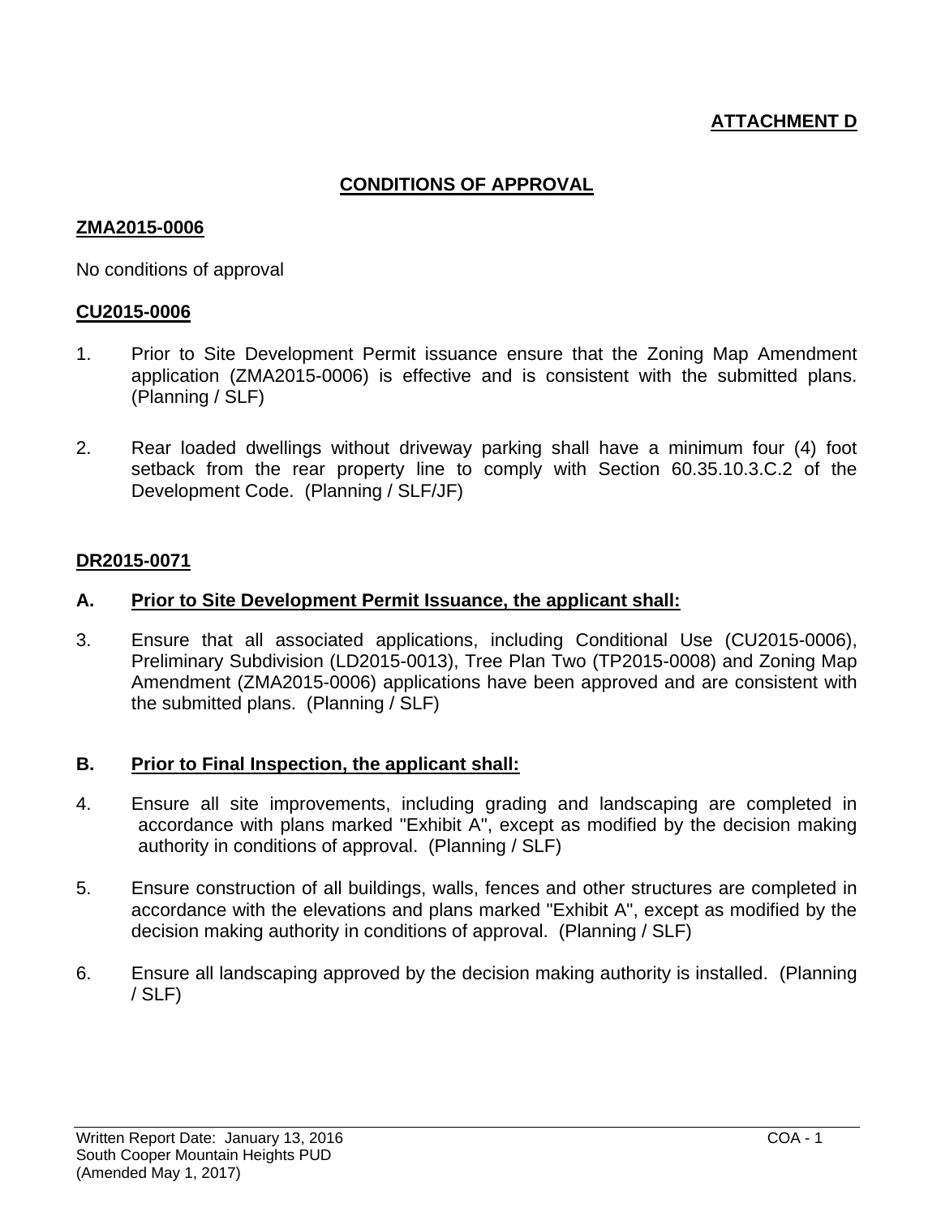**ATTACHMENT D**

# CONDITIONS OF APPROVAL

## ZMA2015-0006

No conditions of approval

## CU2015-0006

1. Prior to Site Development Permit issuance ensure that the Zoning Map Amendment application (ZMA2015-0006) is effective and is consistent with the submitted plans. (Planning / SLF)

2. Rear loaded dwellings without driveway parking shall have a minimum four (4) foot setback from the rear property line to comply with Section 60.35.10.3.C.2 of the Development Code. (Planning / SLF/JF)

## DR2015-0071

### A. Prior to Site Development Permit Issuance, the applicant shall:

3. Ensure that all associated applications, including Conditional Use (CU2015-0006), Preliminary Subdivision (LD2015-0013), Tree Plan Two (TP2015-0008) and Zoning Map Amendment (ZMA2015-0006) applications have been approved and are consistent with the submitted plans. (Planning / SLF)

### B. Prior to Final Inspection, the applicant shall:

4. Ensure all site improvements, including grading and landscaping are completed in accordance with plans marked "Exhibit A", except as modified by the decision making authority in conditions of approval. (Planning / SLF)

5. Ensure construction of all buildings, walls, fences and other structures are completed in accordance with the elevations and plans marked "Exhibit A", except as modified by the decision making authority in conditions of approval. (Planning / SLF)

6. Ensure all landscaping approved by the decision making authority is installed. (Planning / SLF)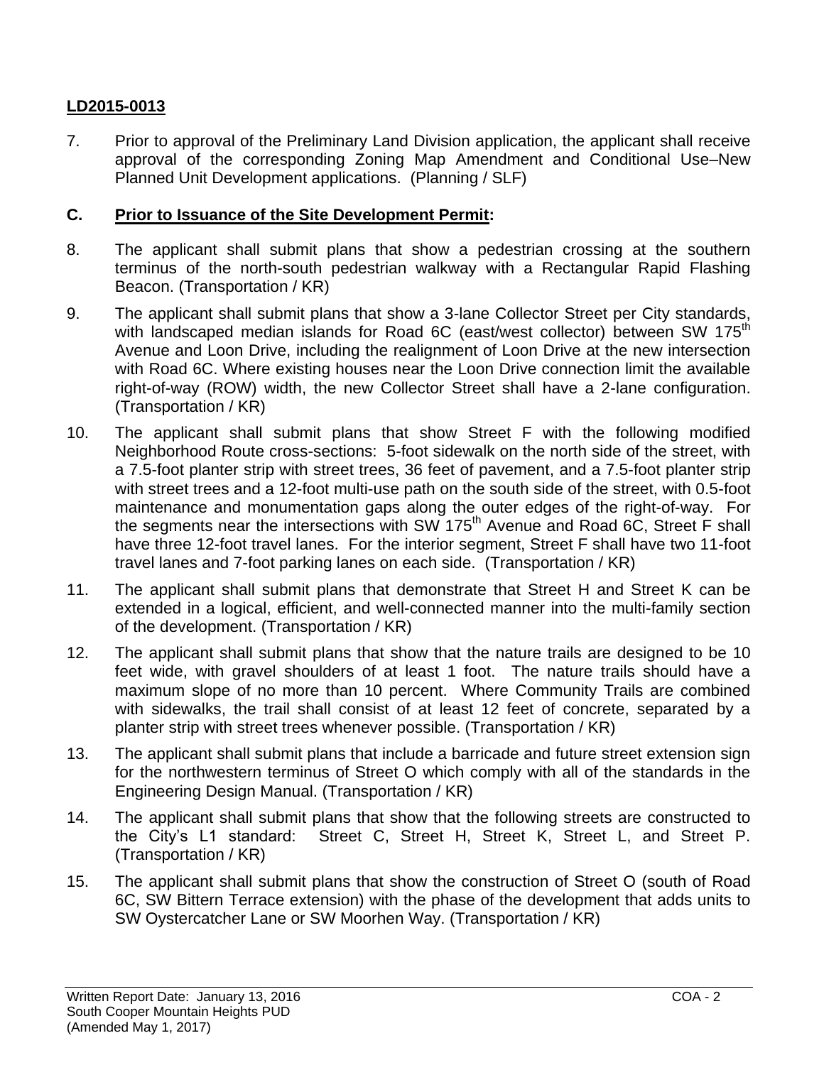**LD2015-0013**

7. Prior to approval of the Preliminary Land Division application, the applicant shall receive approval of the corresponding Zoning Map Amendment and Conditional Use–New Planned Unit Development applications. (Planning / SLF)

## C. Prior to Issuance of the Site Development Permit:

8. The applicant shall submit plans that show a pedestrian crossing at the southern terminus of the north-south pedestrian walkway with a Rectangular Rapid Flashing Beacon. (Transportation / KR)

9. The applicant shall submit plans that show a 3-lane Collector Street per City standards, with landscaped median islands for Road 6C (east/west collector) between SW 175th Avenue and Loon Drive, including the realignment of Loon Drive at the new intersection with Road 6C. Where existing houses near the Loon Drive connection limit the available right-of-way (ROW) width, the new Collector Street shall have a 2-lane configuration. (Transportation / KR)

10. The applicant shall submit plans that show Street F with the following modified Neighborhood Route cross-sections: 5-foot sidewalk on the north side of the street, with a 7.5-foot planter strip with street trees, 36 feet of pavement, and a 7.5-foot planter strip with street trees and a 12-foot multi-use path on the south side of the street, with 0.5-foot maintenance and monumentation gaps along the outer edges of the right-of-way. For the segments near the intersections with SW 175th Avenue and Road 6C, Street F shall have three 12-foot travel lanes. For the interior segment, Street F shall have two 11-foot travel lanes and 7-foot parking lanes on each side. (Transportation / KR)

11. The applicant shall submit plans that demonstrate that Street H and Street K can be extended in a logical, efficient, and well-connected manner into the multi-family section of the development. (Transportation / KR)

12. The applicant shall submit plans that show that the nature trails are designed to be 10 feet wide, with gravel shoulders of at least 1 foot. The nature trails should have a maximum slope of no more than 10 percent. Where Community Trails are combined with sidewalks, the trail shall consist of at least 12 feet of concrete, separated by a planter strip with street trees whenever possible. (Transportation / KR)

13. The applicant shall submit plans that include a barricade and future street extension sign for the northwestern terminus of Street O which comply with all of the standards in the Engineering Design Manual. (Transportation / KR)

14. The applicant shall submit plans that show that the following streets are constructed to the City's L1 standard: Street C, Street H, Street K, Street L, and Street P. (Transportation / KR)

15. The applicant shall submit plans that show the construction of Street O (south of Road 6C, SW Bittern Terrace extension) with the phase of the development that adds units to SW Oystercatcher Lane or SW Moorhen Way. (Transportation / KR)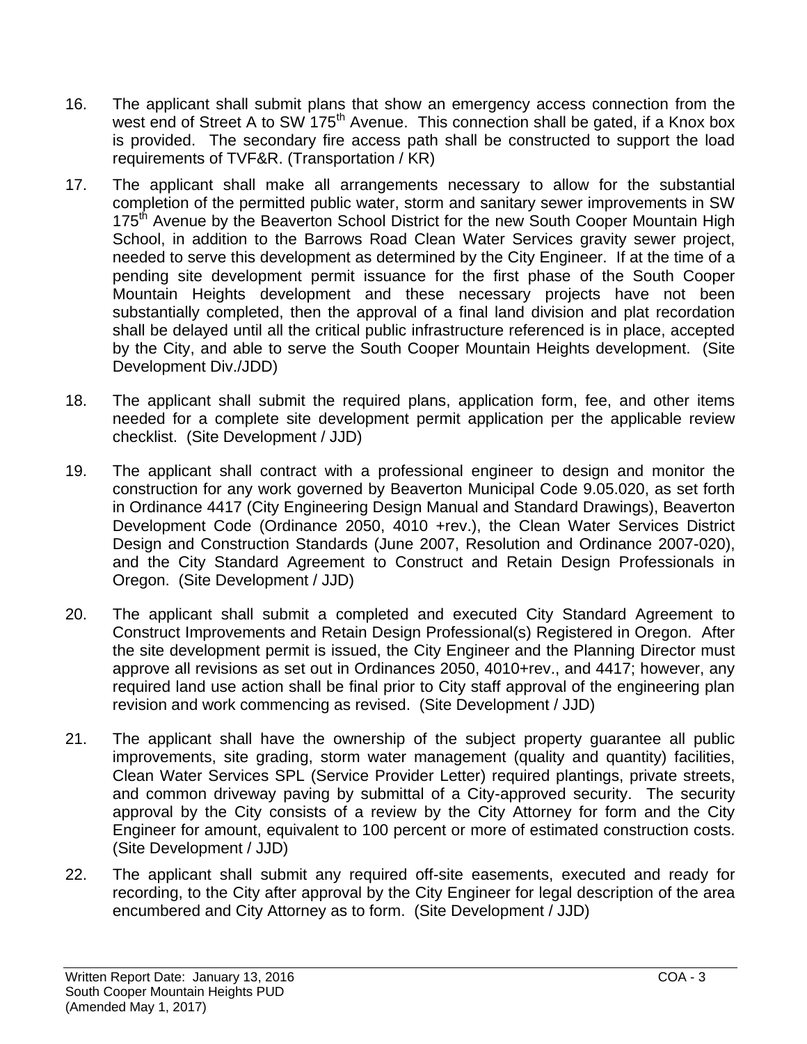16. The applicant shall submit plans that show an emergency access connection from the west end of Street A to SW 175th Avenue. This connection shall be gated, if a Knox box is provided. The secondary fire access path shall be constructed to support the load requirements of TVF&R. (Transportation / KR)

17. The applicant shall make all arrangements necessary to allow for the substantial completion of the permitted public water, storm and sanitary sewer improvements in SW 175th Avenue by the Beaverton School District for the new South Cooper Mountain High School, in addition to the Barrows Road Clean Water Services gravity sewer project, needed to serve this development as determined by the City Engineer. If at the time of a pending site development permit issuance for the first phase of the South Cooper Mountain Heights development and these necessary projects have not been substantially completed, then the approval of a final land division and plat recordation shall be delayed until all the critical public infrastructure referenced is in place, accepted by the City, and able to serve the South Cooper Mountain Heights development. (Site Development Div./JDD)

18. The applicant shall submit the required plans, application form, fee, and other items needed for a complete site development permit application per the applicable review checklist. (Site Development / JJD)

19. The applicant shall contract with a professional engineer to design and monitor the construction for any work governed by Beaverton Municipal Code 9.05.020, as set forth in Ordinance 4417 (City Engineering Design Manual and Standard Drawings), Beaverton Development Code (Ordinance 2050, 4010 +rev.), the Clean Water Services District Design and Construction Standards (June 2007, Resolution and Ordinance 2007-020), and the City Standard Agreement to Construct and Retain Design Professionals in Oregon. (Site Development / JJD)

20. The applicant shall submit a completed and executed City Standard Agreement to Construct Improvements and Retain Design Professional(s) Registered in Oregon. After the site development permit is issued, the City Engineer and the Planning Director must approve all revisions as set out in Ordinances 2050, 4010+rev., and 4417; however, any required land use action shall be final prior to City staff approval of the engineering plan revision and work commencing as revised. (Site Development / JJD)

21. The applicant shall have the ownership of the subject property guarantee all public improvements, site grading, storm water management (quality and quantity) facilities, Clean Water Services SPL (Service Provider Letter) required plantings, private streets, and common driveway paving by submittal of a City-approved security. The security approval by the City consists of a review by the City Attorney for form and the City Engineer for amount, equivalent to 100 percent or more of estimated construction costs. (Site Development / JJD)

22. The applicant shall submit any required off-site easements, executed and ready for recording, to the City after approval by the City Engineer for legal description of the area encumbered and City Attorney as to form. (Site Development / JJD)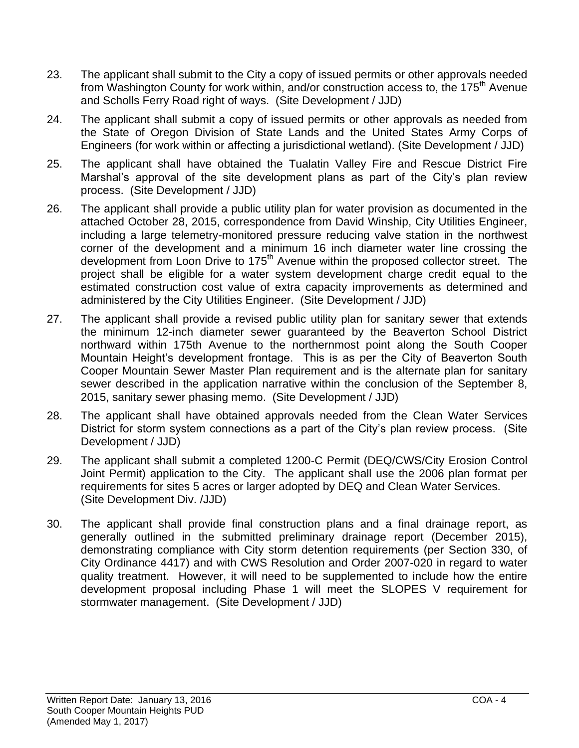23. The applicant shall submit to the City a copy of issued permits or other approvals needed from Washington County for work within, and/or construction access to, the 175th Avenue and Scholls Ferry Road right of ways. (Site Development / JJD)

24. The applicant shall submit a copy of issued permits or other approvals as needed from the State of Oregon Division of State Lands and the United States Army Corps of Engineers (for work within or affecting a jurisdictional wetland). (Site Development / JJD)

25. The applicant shall have obtained the Tualatin Valley Fire and Rescue District Fire Marshal's approval of the site development plans as part of the City's plan review process. (Site Development / JJD)

26. The applicant shall provide a public utility plan for water provision as documented in the attached October 28, 2015, correspondence from David Winship, City Utilities Engineer, including a large telemetry-monitored pressure reducing valve station in the northwest corner of the development and a minimum 16 inch diameter water line crossing the development from Loon Drive to 175th Avenue within the proposed collector street. The project shall be eligible for a water system development charge credit equal to the estimated construction cost value of extra capacity improvements as determined and administered by the City Utilities Engineer. (Site Development / JJD)

27. The applicant shall provide a revised public utility plan for sanitary sewer that extends the minimum 12-inch diameter sewer guaranteed by the Beaverton School District northward within 175th Avenue to the northernmost point along the South Cooper Mountain Height's development frontage. This is as per the City of Beaverton South Cooper Mountain Sewer Master Plan requirement and is the alternate plan for sanitary sewer described in the application narrative within the conclusion of the September 8, 2015, sanitary sewer phasing memo. (Site Development / JJD)

28. The applicant shall have obtained approvals needed from the Clean Water Services District for storm system connections as a part of the City's plan review process. (Site Development / JJD)

29. The applicant shall submit a completed 1200-C Permit (DEQ/CWS/City Erosion Control Joint Permit) application to the City. The applicant shall use the 2006 plan format per requirements for sites 5 acres or larger adopted by DEQ and Clean Water Services. (Site Development Div. /JJD)

30. The applicant shall provide final construction plans and a final drainage report, as generally outlined in the submitted preliminary drainage report (December 2015), demonstrating compliance with City storm detention requirements (per Section 330, of City Ordinance 4417) and with CWS Resolution and Order 2007-020 in regard to water quality treatment. However, it will need to be supplemented to include how the entire development proposal including Phase 1 will meet the SLOPES V requirement for stormwater management. (Site Development / JJD)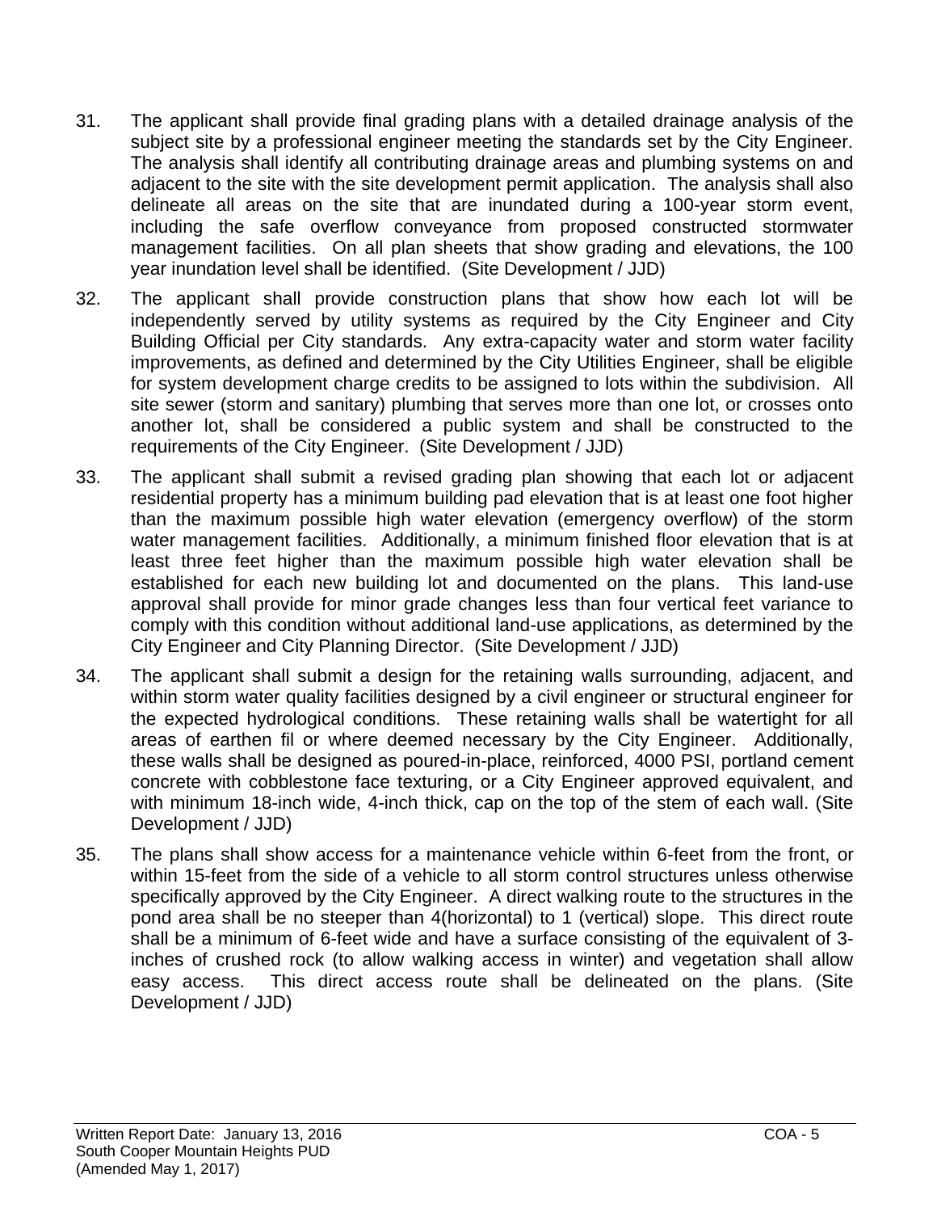31. The applicant shall provide final grading plans with a detailed drainage analysis of the subject site by a professional engineer meeting the standards set by the City Engineer. The analysis shall identify all contributing drainage areas and plumbing systems on and adjacent to the site with the site development permit application. The analysis shall also delineate all areas on the site that are inundated during a 100-year storm event, including the safe overflow conveyance from proposed constructed stormwater management facilities. On all plan sheets that show grading and elevations, the 100 year inundation level shall be identified. (Site Development / JJD)

32. The applicant shall provide construction plans that show how each lot will be independently served by utility systems as required by the City Engineer and City Building Official per City standards. Any extra-capacity water and storm water facility improvements, as defined and determined by the City Utilities Engineer, shall be eligible for system development charge credits to be assigned to lots within the subdivision. All site sewer (storm and sanitary) plumbing that serves more than one lot, or crosses onto another lot, shall be considered a public system and shall be constructed to the requirements of the City Engineer. (Site Development / JJD)

33. The applicant shall submit a revised grading plan showing that each lot or adjacent residential property has a minimum building pad elevation that is at least one foot higher than the maximum possible high water elevation (emergency overflow) of the storm water management facilities. Additionally, a minimum finished floor elevation that is at least three feet higher than the maximum possible high water elevation shall be established for each new building lot and documented on the plans. This land-use approval shall provide for minor grade changes less than four vertical feet variance to comply with this condition without additional land-use applications, as determined by the City Engineer and City Planning Director. (Site Development / JJD)

34. The applicant shall submit a design for the retaining walls surrounding, adjacent, and within storm water quality facilities designed by a civil engineer or structural engineer for the expected hydrological conditions. These retaining walls shall be watertight for all areas of earthen fil or where deemed necessary by the City Engineer. Additionally, these walls shall be designed as poured-in-place, reinforced, 4000 PSI, portland cement concrete with cobblestone face texturing, or a City Engineer approved equivalent, and with minimum 18-inch wide, 4-inch thick, cap on the top of the stem of each wall. (Site Development / JJD)

35. The plans shall show access for a maintenance vehicle within 6-feet from the front, or within 15-feet from the side of a vehicle to all storm control structures unless otherwise specifically approved by the City Engineer. A direct walking route to the structures in the pond area shall be no steeper than 4(horizontal) to 1 (vertical) slope. This direct route shall be a minimum of 6-feet wide and have a surface consisting of the equivalent of 3-inches of crushed rock (to allow walking access in winter) and vegetation shall allow easy access. This direct access route shall be delineated on the plans. (Site Development / JJD)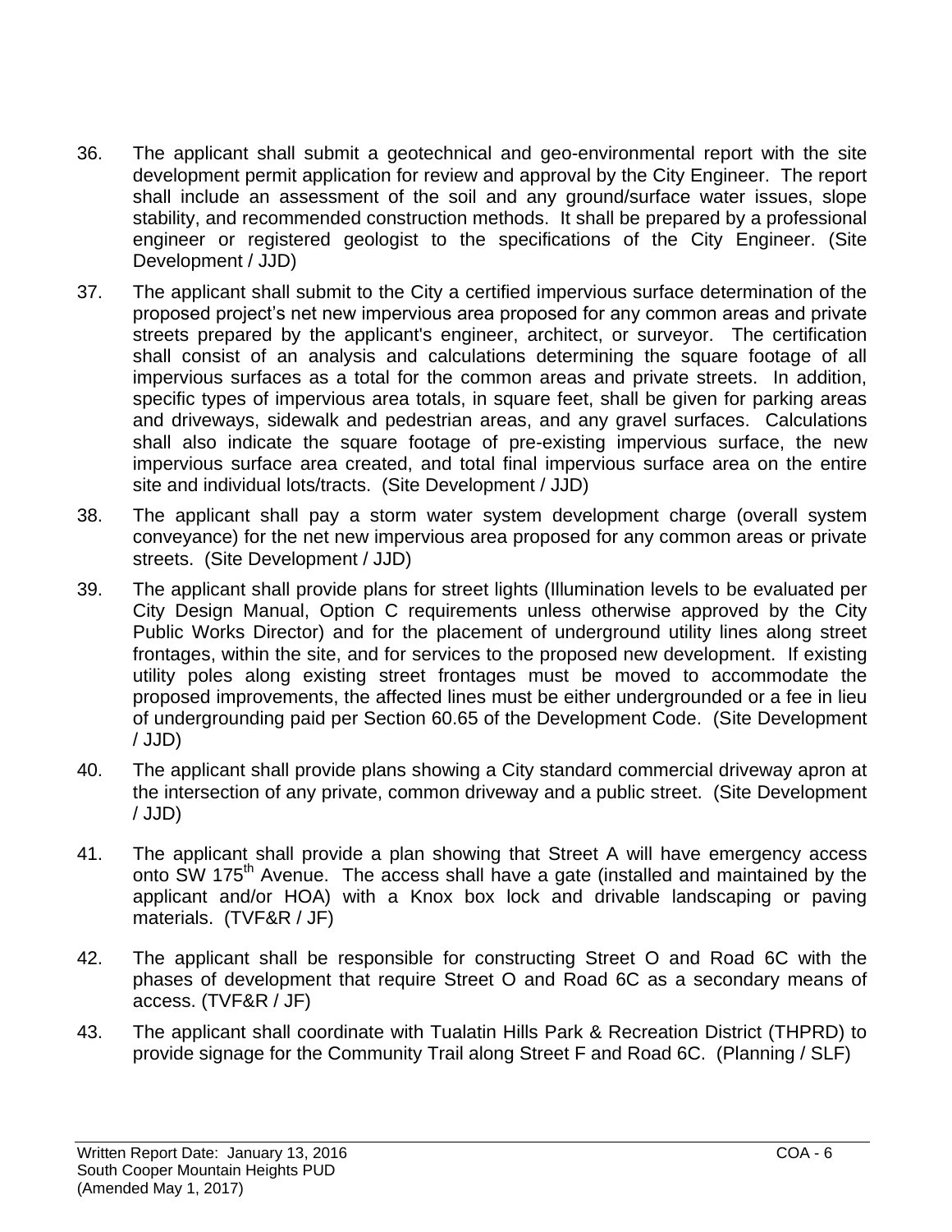36. The applicant shall submit a geotechnical and geo-environmental report with the site development permit application for review and approval by the City Engineer. The report shall include an assessment of the soil and any ground/surface water issues, slope stability, and recommended construction methods. It shall be prepared by a professional engineer or registered geologist to the specifications of the City Engineer. (Site Development / JJD)

37. The applicant shall submit to the City a certified impervious surface determination of the proposed project's net new impervious area proposed for any common areas and private streets prepared by the applicant's engineer, architect, or surveyor. The certification shall consist of an analysis and calculations determining the square footage of all impervious surfaces as a total for the common areas and private streets. In addition, specific types of impervious area totals, in square feet, shall be given for parking areas and driveways, sidewalk and pedestrian areas, and any gravel surfaces. Calculations shall also indicate the square footage of pre-existing impervious surface, the new impervious surface area created, and total final impervious surface area on the entire site and individual lots/tracts. (Site Development / JJD)

38. The applicant shall pay a storm water system development charge (overall system conveyance) for the net new impervious area proposed for any common areas or private streets. (Site Development / JJD)

39. The applicant shall provide plans for street lights (Illumination levels to be evaluated per City Design Manual, Option C requirements unless otherwise approved by the City Public Works Director) and for the placement of underground utility lines along street frontages, within the site, and for services to the proposed new development. If existing utility poles along existing street frontages must be moved to accommodate the proposed improvements, the affected lines must be either undergrounded or a fee in lieu of undergrounding paid per Section 60.65 of the Development Code. (Site Development / JJD)

40. The applicant shall provide plans showing a City standard commercial driveway apron at the intersection of any private, common driveway and a public street. (Site Development / JJD)

41. The applicant shall provide a plan showing that Street A will have emergency access onto SW 175th Avenue. The access shall have a gate (installed and maintained by the applicant and/or HOA) with a Knox box lock and drivable landscaping or paving materials. (TVF&R / JF)

42. The applicant shall be responsible for constructing Street O and Road 6C with the phases of development that require Street O and Road 6C as a secondary means of access. (TVF&R / JF)

43. The applicant shall coordinate with Tualatin Hills Park & Recreation District (THPRD) to provide signage for the Community Trail along Street F and Road 6C. (Planning / SLF)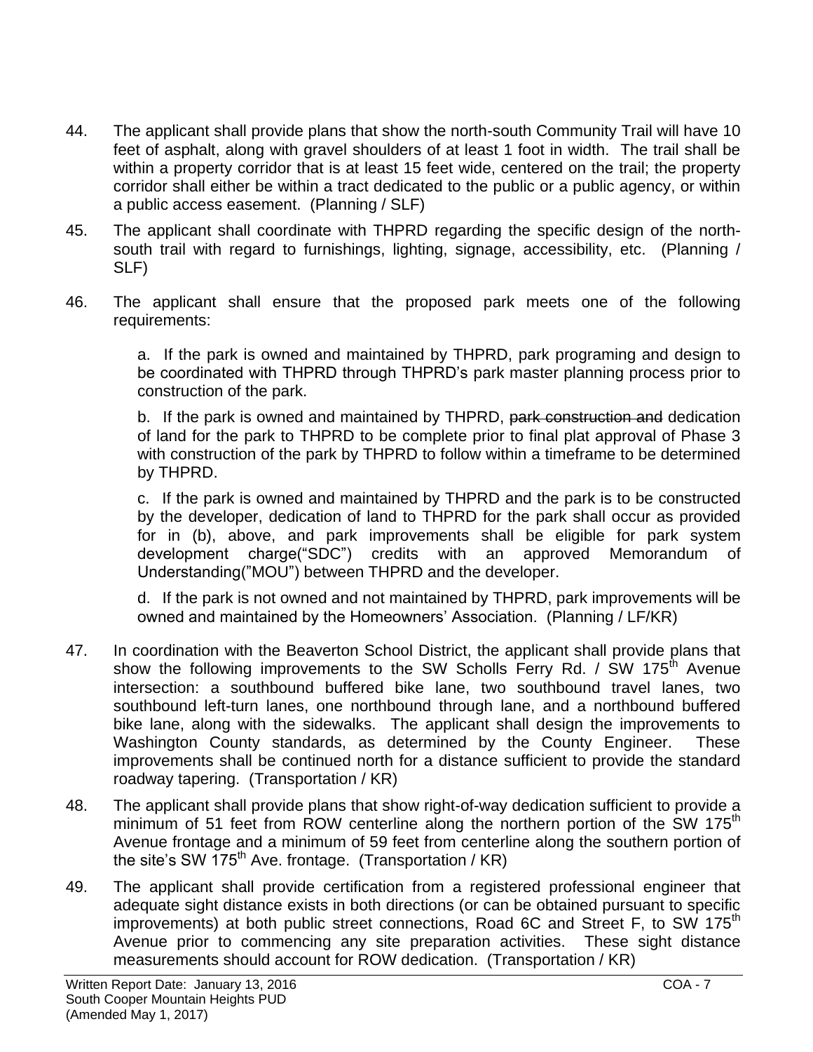44. The applicant shall provide plans that show the north-south Community Trail will have 10 feet of asphalt, along with gravel shoulders of at least 1 foot in width. The trail shall be within a property corridor that is at least 15 feet wide, centered on the trail; the property corridor shall either be within a tract dedicated to the public or a public agency, or within a public access easement. (Planning / SLF)

45. The applicant shall coordinate with THPRD regarding the specific design of the north-south trail with regard to furnishings, lighting, signage, accessibility, etc. (Planning / SLF)

46. The applicant shall ensure that the proposed park meets one of the following requirements:

    a. If the park is owned and maintained by THPRD, park programing and design to be coordinated with THPRD through THPRD's park master planning process prior to construction of the park.

    b. If the park is owned and maintained by THPRD, ~~park construction and~~ dedication of land for the park to THPRD to be complete prior to final plat approval of Phase 3 with construction of the park by THPRD to follow within a timeframe to be determined by THPRD.

    c. If the park is owned and maintained by THPRD and the park is to be constructed by the developer, dedication of land to THPRD for the park shall occur as provided for in (b), above, and park improvements shall be eligible for park system development charge("SDC") credits with an approved Memorandum of Understanding("MOU") between THPRD and the developer.

    d. If the park is not owned and not maintained by THPRD, park improvements will be owned and maintained by the Homeowners' Association. (Planning / LF/KR)

47. In coordination with the Beaverton School District, the applicant shall provide plans that show the following improvements to the SW Scholls Ferry Rd. / SW 175th Avenue intersection: a southbound buffered bike lane, two southbound travel lanes, two southbound left-turn lanes, one northbound through lane, and a northbound buffered bike lane, along with the sidewalks. The applicant shall design the improvements to Washington County standards, as determined by the County Engineer. These improvements shall be continued north for a distance sufficient to provide the standard roadway tapering. (Transportation / KR)

48. The applicant shall provide plans that show right-of-way dedication sufficient to provide a minimum of 51 feet from ROW centerline along the northern portion of the SW 175th Avenue frontage and a minimum of 59 feet from centerline along the southern portion of the site's SW 175th Ave. frontage. (Transportation / KR)

49. The applicant shall provide certification from a registered professional engineer that adequate sight distance exists in both directions (or can be obtained pursuant to specific improvements) at both public street connections, Road 6C and Street F, to SW 175th Avenue prior to commencing any site preparation activities. These sight distance measurements should account for ROW dedication. (Transportation / KR)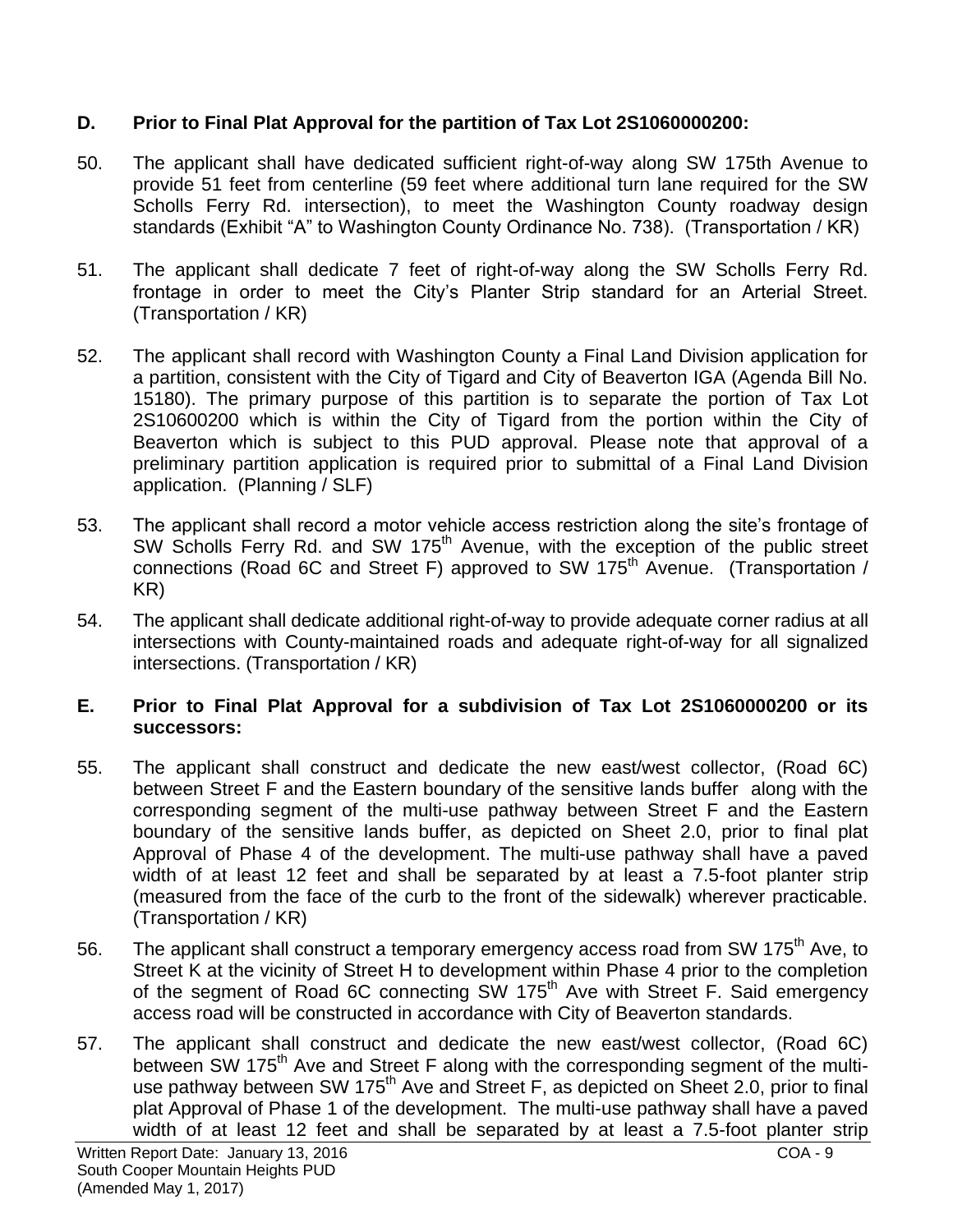**D. Prior to Final Plat Approval for the partition of Tax Lot 2S1060000200:**

50. The applicant shall have dedicated sufficient right-of-way along SW 175th Avenue to provide 51 feet from centerline (59 feet where additional turn lane required for the SW Scholls Ferry Rd. intersection), to meet the Washington County roadway design standards (Exhibit "A" to Washington County Ordinance No. 738). (Transportation / KR)

51. The applicant shall dedicate 7 feet of right-of-way along the SW Scholls Ferry Rd. frontage in order to meet the City's Planter Strip standard for an Arterial Street. (Transportation / KR)

52. The applicant shall record with Washington County a Final Land Division application for a partition, consistent with the City of Tigard and City of Beaverton IGA (Agenda Bill No. 15180). The primary purpose of this partition is to separate the portion of Tax Lot 2S10600200 which is within the City of Tigard from the portion within the City of Beaverton which is subject to this PUD approval. Please note that approval of a preliminary partition application is required prior to submittal of a Final Land Division application. (Planning / SLF)

53. The applicant shall record a motor vehicle access restriction along the site's frontage of SW Scholls Ferry Rd. and SW 175th Avenue, with the exception of the public street connections (Road 6C and Street F) approved to SW 175th Avenue. (Transportation / KR)

54. The applicant shall dedicate additional right-of-way to provide adequate corner radius at all intersections with County-maintained roads and adequate right-of-way for all signalized intersections. (Transportation / KR)

**E. Prior to Final Plat Approval for a subdivision of Tax Lot 2S1060000200 or its successors:**

55. The applicant shall construct and dedicate the new east/west collector, (Road 6C) between Street F and the Eastern boundary of the sensitive lands buffer along with the corresponding segment of the multi-use pathway between Street F and the Eastern boundary of the sensitive lands buffer, as depicted on Sheet 2.0, prior to final plat Approval of Phase 4 of the development. The multi-use pathway shall have a paved width of at least 12 feet and shall be separated by at least a 7.5-foot planter strip (measured from the face of the curb to the front of the sidewalk) wherever practicable. (Transportation / KR)

56. The applicant shall construct a temporary emergency access road from SW 175th Ave, to Street K at the vicinity of Street H to development within Phase 4 prior to the completion of the segment of Road 6C connecting SW 175th Ave with Street F. Said emergency access road will be constructed in accordance with City of Beaverton standards.

57. The applicant shall construct and dedicate the new east/west collector, (Road 6C) between SW 175th Ave and Street F along with the corresponding segment of the multi-use pathway between SW 175th Ave and Street F, as depicted on Sheet 2.0, prior to final plat Approval of Phase 1 of the development. The multi-use pathway shall have a paved width of at least 12 feet and shall be separated by at least a 7.5-foot planter strip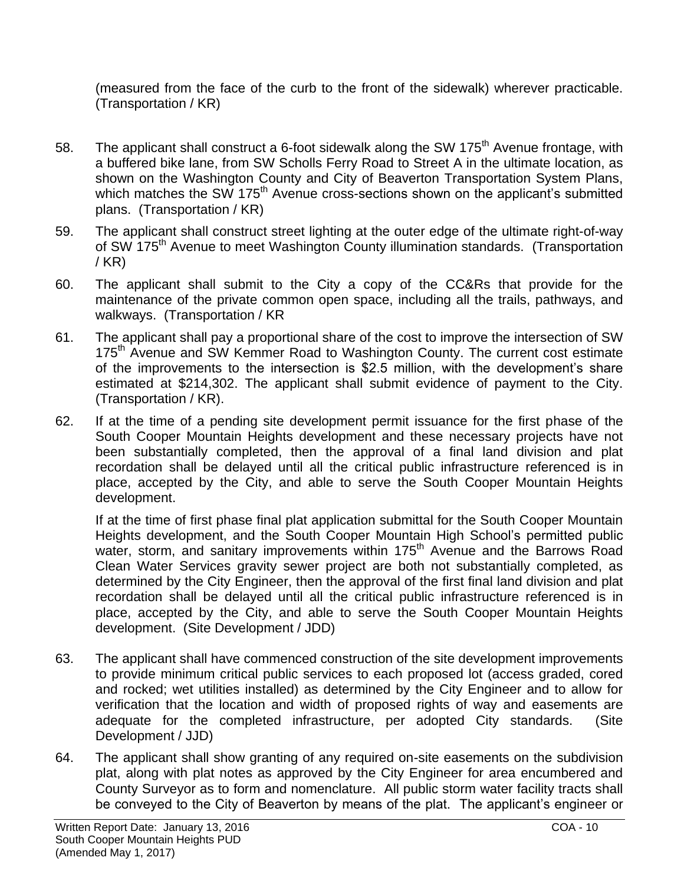(measured from the face of the curb to the front of the sidewalk) wherever practicable. (Transportation / KR)

58. The applicant shall construct a 6-foot sidewalk along the SW 175th Avenue frontage, with a buffered bike lane, from SW Scholls Ferry Road to Street A in the ultimate location, as shown on the Washington County and City of Beaverton Transportation System Plans, which matches the SW 175th Avenue cross-sections shown on the applicant's submitted plans. (Transportation / KR)

59. The applicant shall construct street lighting at the outer edge of the ultimate right-of-way of SW 175th Avenue to meet Washington County illumination standards. (Transportation / KR)

60. The applicant shall submit to the City a copy of the CC&Rs that provide for the maintenance of the private common open space, including all the trails, pathways, and walkways. (Transportation / KR

61. The applicant shall pay a proportional share of the cost to improve the intersection of SW 175th Avenue and SW Kemmer Road to Washington County. The current cost estimate of the improvements to the intersection is $2.5 million, with the development's share estimated at $214,302. The applicant shall submit evidence of payment to the City. (Transportation / KR).

62. If at the time of a pending site development permit issuance for the first phase of the South Cooper Mountain Heights development and these necessary projects have not been substantially completed, then the approval of a final land division and plat recordation shall be delayed until all the critical public infrastructure referenced is in place, accepted by the City, and able to serve the South Cooper Mountain Heights development.

    If at the time of first phase final plat application submittal for the South Cooper Mountain Heights development, and the South Cooper Mountain High School's permitted public water, storm, and sanitary improvements within 175th Avenue and the Barrows Road Clean Water Services gravity sewer project are both not substantially completed, as determined by the City Engineer, then the approval of the first final land division and plat recordation shall be delayed until all the critical public infrastructure referenced is in place, accepted by the City, and able to serve the South Cooper Mountain Heights development. (Site Development / JDD)

63. The applicant shall have commenced construction of the site development improvements to provide minimum critical public services to each proposed lot (access graded, cored and rocked; wet utilities installed) as determined by the City Engineer and to allow for verification that the location and width of proposed rights of way and easements are adequate for the completed infrastructure, per adopted City standards. (Site Development / JJD)

64. The applicant shall show granting of any required on-site easements on the subdivision plat, along with plat notes as approved by the City Engineer for area encumbered and County Surveyor as to form and nomenclature. All public storm water facility tracts shall be conveyed to the City of Beaverton by means of the plat. The applicant's engineer or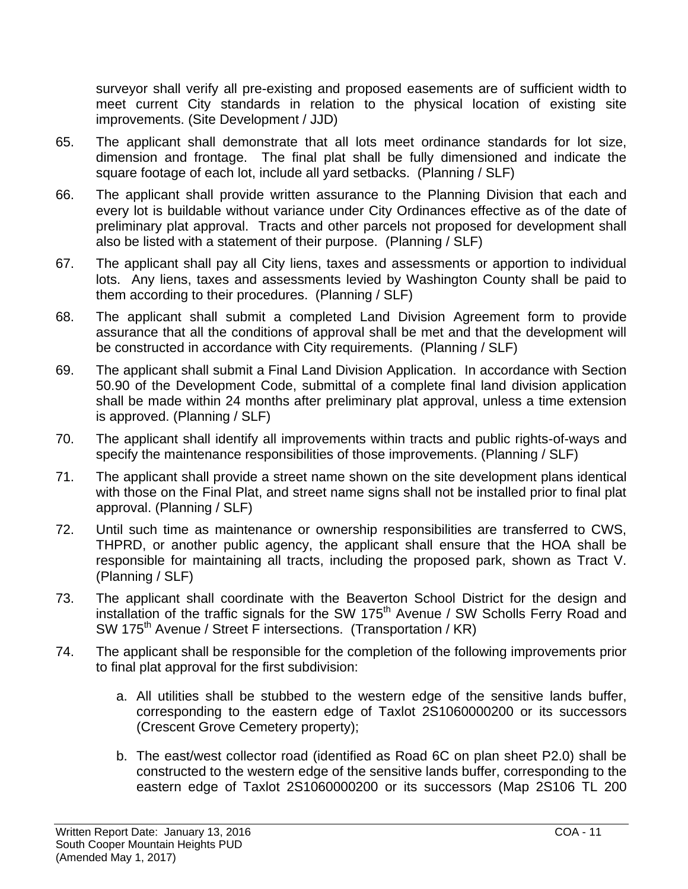surveyor shall verify all pre-existing and proposed easements are of sufficient width to meet current City standards in relation to the physical location of existing site improvements. (Site Development / JJD)

65. The applicant shall demonstrate that all lots meet ordinance standards for lot size, dimension and frontage. The final plat shall be fully dimensioned and indicate the square footage of each lot, include all yard setbacks. (Planning / SLF)

66. The applicant shall provide written assurance to the Planning Division that each and every lot is buildable without variance under City Ordinances effective as of the date of preliminary plat approval. Tracts and other parcels not proposed for development shall also be listed with a statement of their purpose. (Planning / SLF)

67. The applicant shall pay all City liens, taxes and assessments or apportion to individual lots. Any liens, taxes and assessments levied by Washington County shall be paid to them according to their procedures. (Planning / SLF)

68. The applicant shall submit a completed Land Division Agreement form to provide assurance that all the conditions of approval shall be met and that the development will be constructed in accordance with City requirements. (Planning / SLF)

69. The applicant shall submit a Final Land Division Application. In accordance with Section 50.90 of the Development Code, submittal of a complete final land division application shall be made within 24 months after preliminary plat approval, unless a time extension is approved. (Planning / SLF)

70. The applicant shall identify all improvements within tracts and public rights-of-ways and specify the maintenance responsibilities of those improvements. (Planning / SLF)

71. The applicant shall provide a street name shown on the site development plans identical with those on the Final Plat, and street name signs shall not be installed prior to final plat approval. (Planning / SLF)

72. Until such time as maintenance or ownership responsibilities are transferred to CWS, THPRD, or another public agency, the applicant shall ensure that the HOA shall be responsible for maintaining all tracts, including the proposed park, shown as Tract V. (Planning / SLF)

73. The applicant shall coordinate with the Beaverton School District for the design and installation of the traffic signals for the SW 175th Avenue / SW Scholls Ferry Road and SW 175th Avenue / Street F intersections. (Transportation / KR)

74. The applicant shall be responsible for the completion of the following improvements prior to final plat approval for the first subdivision:

    a. All utilities shall be stubbed to the western edge of the sensitive lands buffer, corresponding to the eastern edge of Taxlot 2S1060000200 or its successors (Crescent Grove Cemetery property);

    b. The east/west collector road (identified as Road 6C on plan sheet P2.0) shall be constructed to the western edge of the sensitive lands buffer, corresponding to the eastern edge of Taxlot 2S1060000200 or its successors (Map 2S106 TL 200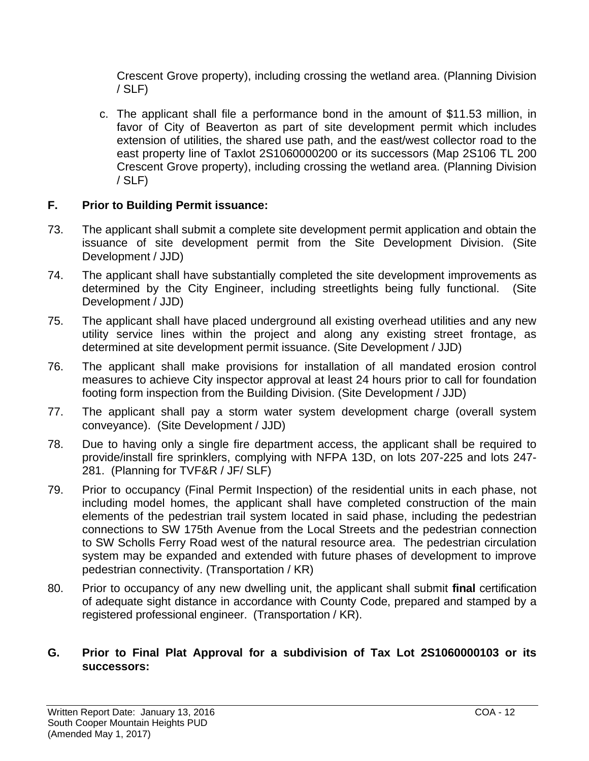Crescent Grove property), including crossing the wetland area. (Planning Division / SLF)

c. The applicant shall file a performance bond in the amount of $11.53 million, in favor of City of Beaverton as part of site development permit which includes extension of utilities, the shared use path, and the east/west collector road to the east property line of Taxlot 2S1060000200 or its successors (Map 2S106 TL 200 Crescent Grove property), including crossing the wetland area. (Planning Division / SLF)

## F. Prior to Building Permit issuance:

73. The applicant shall submit a complete site development permit application and obtain the issuance of site development permit from the Site Development Division. (Site Development / JJD)

74. The applicant shall have substantially completed the site development improvements as determined by the City Engineer, including streetlights being fully functional. (Site Development / JJD)

75. The applicant shall have placed underground all existing overhead utilities and any new utility service lines within the project and along any existing street frontage, as determined at site development permit issuance. (Site Development / JJD)

76. The applicant shall make provisions for installation of all mandated erosion control measures to achieve City inspector approval at least 24 hours prior to call for foundation footing form inspection from the Building Division. (Site Development / JJD)

77. The applicant shall pay a storm water system development charge (overall system conveyance). (Site Development / JJD)

78. Due to having only a single fire department access, the applicant shall be required to provide/install fire sprinklers, complying with NFPA 13D, on lots 207-225 and lots 247-281. (Planning for TVF&R / JF/ SLF)

79. Prior to occupancy (Final Permit Inspection) of the residential units in each phase, not including model homes, the applicant shall have completed construction of the main elements of the pedestrian trail system located in said phase, including the pedestrian connections to SW 175th Avenue from the Local Streets and the pedestrian connection to SW Scholls Ferry Road west of the natural resource area. The pedestrian circulation system may be expanded and extended with future phases of development to improve pedestrian connectivity. (Transportation / KR)

80. Prior to occupancy of any new dwelling unit, the applicant shall submit **final** certification of adequate sight distance in accordance with County Code, prepared and stamped by a registered professional engineer. (Transportation / KR).

## G. Prior to Final Plat Approval for a subdivision of Tax Lot 2S1060000103 or its successors: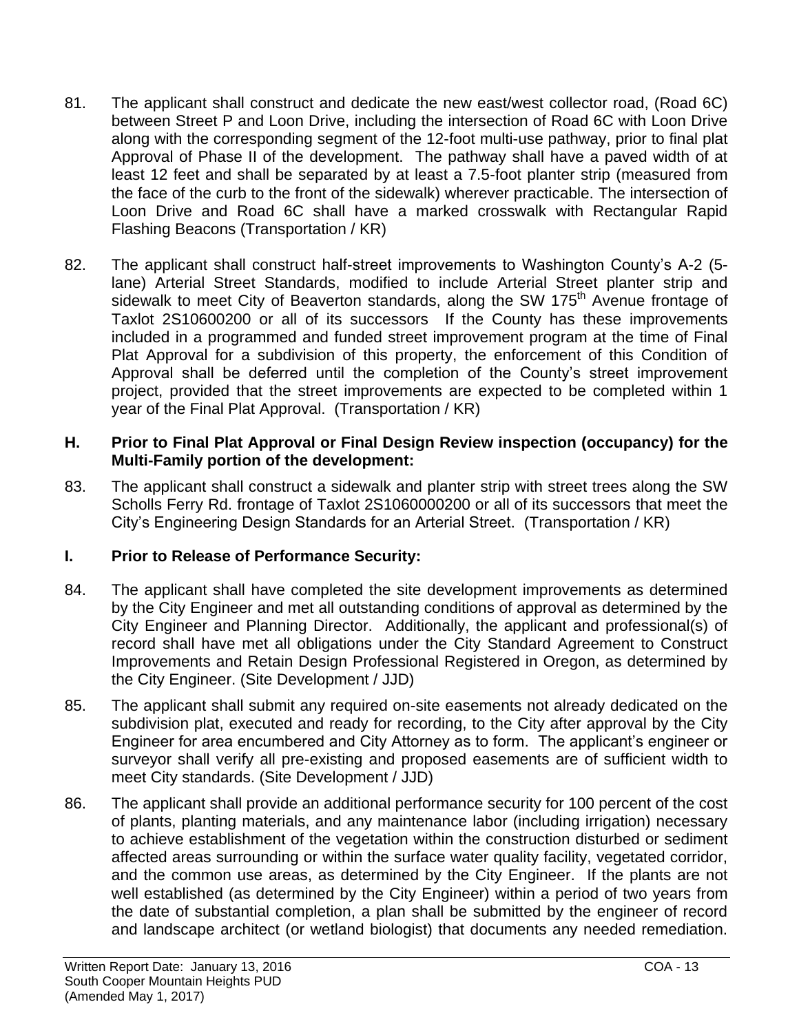81. The applicant shall construct and dedicate the new east/west collector road, (Road 6C) between Street P and Loon Drive, including the intersection of Road 6C with Loon Drive along with the corresponding segment of the 12-foot multi-use pathway, prior to final plat Approval of Phase II of the development. The pathway shall have a paved width of at least 12 feet and shall be separated by at least a 7.5-foot planter strip (measured from the face of the curb to the front of the sidewalk) wherever practicable. The intersection of Loon Drive and Road 6C shall have a marked crosswalk with Rectangular Rapid Flashing Beacons (Transportation / KR)

82. The applicant shall construct half-street improvements to Washington County's A-2 (5-lane) Arterial Street Standards, modified to include Arterial Street planter strip and sidewalk to meet City of Beaverton standards, along the SW 175th Avenue frontage of Taxlot 2S10600200 or all of its successors If the County has these improvements included in a programmed and funded street improvement program at the time of Final Plat Approval for a subdivision of this property, the enforcement of this Condition of Approval shall be deferred until the completion of the County's street improvement project, provided that the street improvements are expected to be completed within 1 year of the Final Plat Approval. (Transportation / KR)

**H. Prior to Final Plat Approval or Final Design Review inspection (occupancy) for the Multi-Family portion of the development:**

83. The applicant shall construct a sidewalk and planter strip with street trees along the SW Scholls Ferry Rd. frontage of Taxlot 2S1060000200 or all of its successors that meet the City's Engineering Design Standards for an Arterial Street. (Transportation / KR)

**I. Prior to Release of Performance Security:**

84. The applicant shall have completed the site development improvements as determined by the City Engineer and met all outstanding conditions of approval as determined by the City Engineer and Planning Director. Additionally, the applicant and professional(s) of record shall have met all obligations under the City Standard Agreement to Construct Improvements and Retain Design Professional Registered in Oregon, as determined by the City Engineer. (Site Development / JJD)

85. The applicant shall submit any required on-site easements not already dedicated on the subdivision plat, executed and ready for recording, to the City after approval by the City Engineer for area encumbered and City Attorney as to form. The applicant's engineer or surveyor shall verify all pre-existing and proposed easements are of sufficient width to meet City standards. (Site Development / JJD)

86. The applicant shall provide an additional performance security for 100 percent of the cost of plants, planting materials, and any maintenance labor (including irrigation) necessary to achieve establishment of the vegetation within the construction disturbed or sediment affected areas surrounding or within the surface water quality facility, vegetated corridor, and the common use areas, as determined by the City Engineer. If the plants are not well established (as determined by the City Engineer) within a period of two years from the date of substantial completion, a plan shall be submitted by the engineer of record and landscape architect (or wetland biologist) that documents any needed remediation.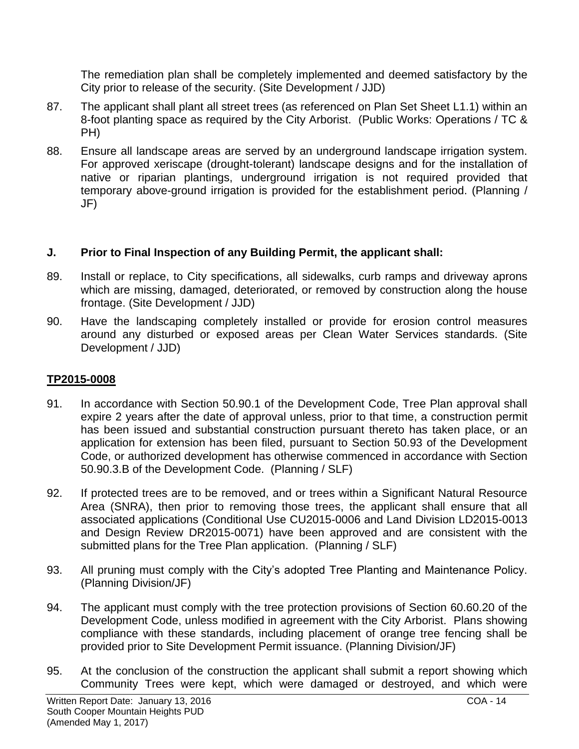The remediation plan shall be completely implemented and deemed satisfactory by the City prior to release of the security. (Site Development / JJD)

87. The applicant shall plant all street trees (as referenced on Plan Set Sheet L1.1) within an 8-foot planting space as required by the City Arborist. (Public Works: Operations / TC & PH)

88. Ensure all landscape areas are served by an underground landscape irrigation system. For approved xeriscape (drought-tolerant) landscape designs and for the installation of native or riparian plantings, underground irrigation is not required provided that temporary above-ground irrigation is provided for the establishment period. (Planning / JF)

**J. Prior to Final Inspection of any Building Permit, the applicant shall:**

89. Install or replace, to City specifications, all sidewalks, curb ramps and driveway aprons which are missing, damaged, deteriorated, or removed by construction along the house frontage. (Site Development / JJD)

90. Have the landscaping completely installed or provide for erosion control measures around any disturbed or exposed areas per Clean Water Services standards. (Site Development / JJD)

**TP2015-0008**

91. In accordance with Section 50.90.1 of the Development Code, Tree Plan approval shall expire 2 years after the date of approval unless, prior to that time, a construction permit has been issued and substantial construction pursuant thereto has taken place, or an application for extension has been filed, pursuant to Section 50.93 of the Development Code, or authorized development has otherwise commenced in accordance with Section 50.90.3.B of the Development Code. (Planning / SLF)

92. If protected trees are to be removed, and or trees within a Significant Natural Resource Area (SNRA), then prior to removing those trees, the applicant shall ensure that all associated applications (Conditional Use CU2015-0006 and Land Division LD2015-0013 and Design Review DR2015-0071) have been approved and are consistent with the submitted plans for the Tree Plan application. (Planning / SLF)

93. All pruning must comply with the City's adopted Tree Planting and Maintenance Policy. (Planning Division/JF)

94. The applicant must comply with the tree protection provisions of Section 60.60.20 of the Development Code, unless modified in agreement with the City Arborist. Plans showing compliance with these standards, including placement of orange tree fencing shall be provided prior to Site Development Permit issuance. (Planning Division/JF)

95. At the conclusion of the construction the applicant shall submit a report showing which Community Trees were kept, which were damaged or destroyed, and which were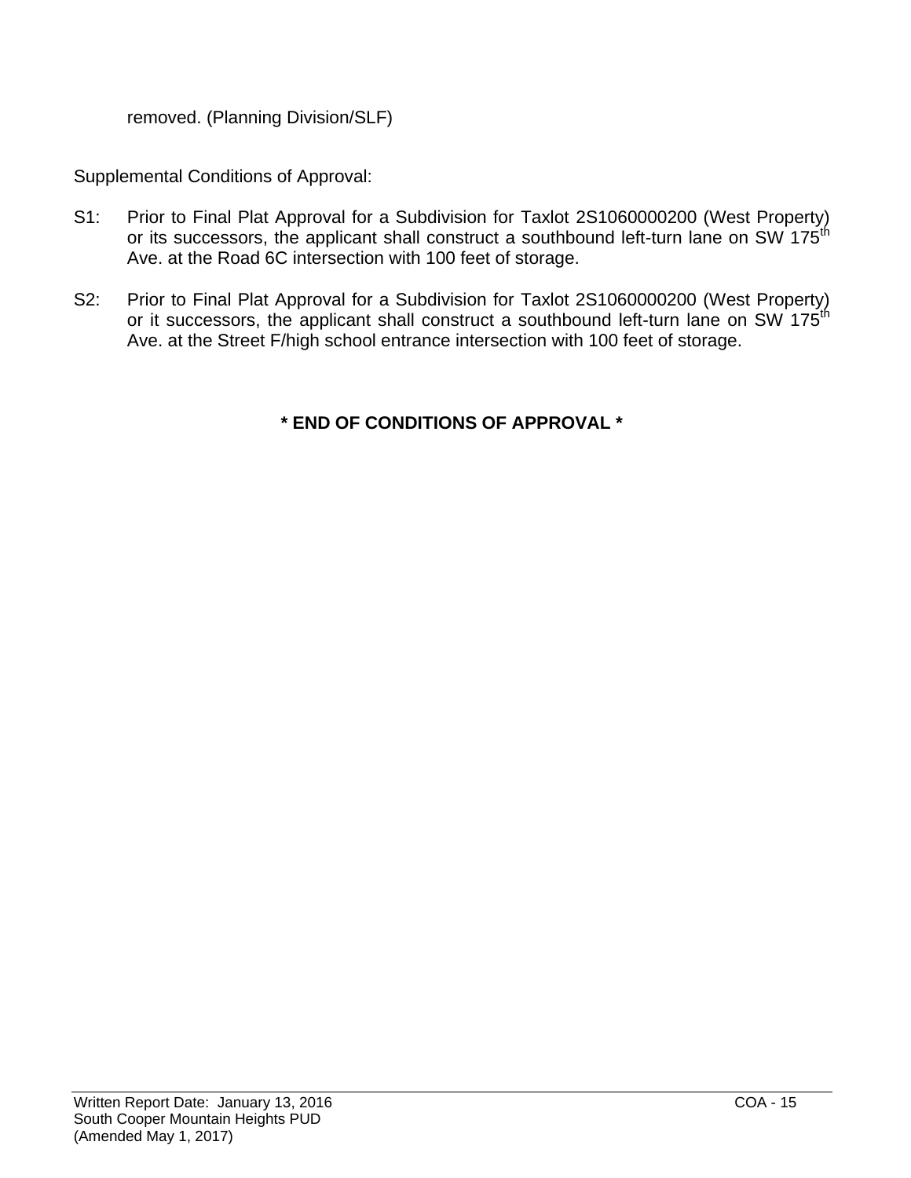removed. (Planning Division/SLF)

Supplemental Conditions of Approval:

S1: Prior to Final Plat Approval for a Subdivision for Taxlot 2S1060000200 (West Property) or its successors, the applicant shall construct a southbound left-turn lane on SW 175th Ave. at the Road 6C intersection with 100 feet of storage.

S2: Prior to Final Plat Approval for a Subdivision for Taxlot 2S1060000200 (West Property) or it successors, the applicant shall construct a southbound left-turn lane on SW 175th Ave. at the Street F/high school entrance intersection with 100 feet of storage.

**\* END OF CONDITIONS OF APPROVAL \***